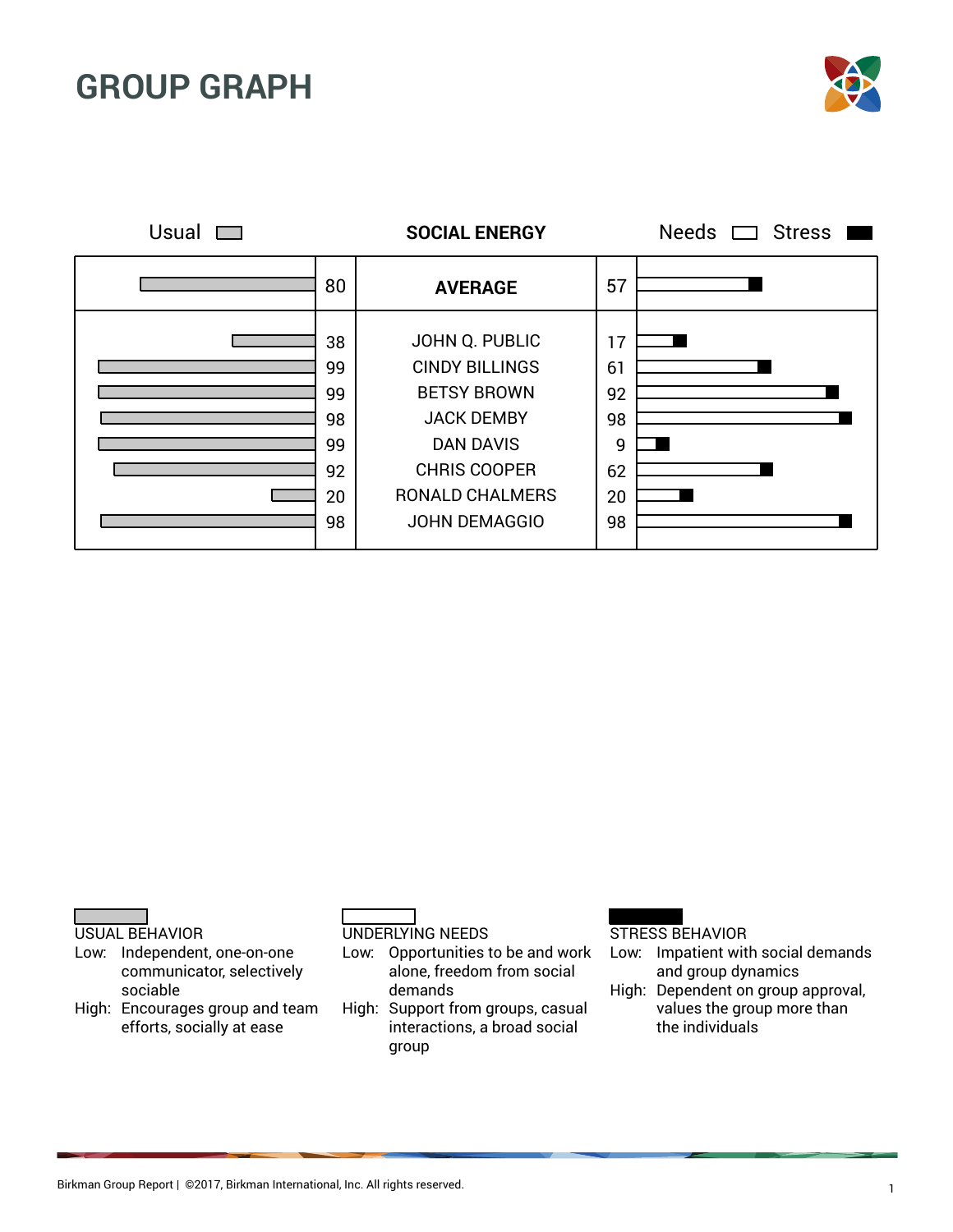# GROUP GRAPH

| Usual | | SOCIAL ENERGY | Needs / Stress | |
|---|---|---|---|---|
| | 80 | **AVERAGE** | 57 | |
| | 38 | JOHN Q. PUBLIC | 17 | |
| | 99 | CINDY BILLINGS | 61 | |
| | 99 | BETSY BROWN | 92 | |
| | 98 | JACK DEMBY | 98 | |
| | 99 | DAN DAVIS | 9 | |
| | 92 | CHRIS COOPER | 62 | |
| | 20 | RONALD CHALMERS | 20 | |
| | 98 | JOHN DEMAGGIO | 98 | |

USUAL BEHAVIOR
- Low: Independent, one-on-one communicator, selectively sociable
- High: Encourages group and team efforts, socially at ease

UNDERLYING NEEDS
- Low: Opportunities to be and work alone, freedom from social demands
- High: Support from groups, casual interactions, a broad social group

STRESS BEHAVIOR
- Low: Impatient with social demands and group dynamics
- High: Dependent on group approval, values the group more than the individuals

Birkman Group Report | ©2017, Birkman International, Inc. All rights reserved.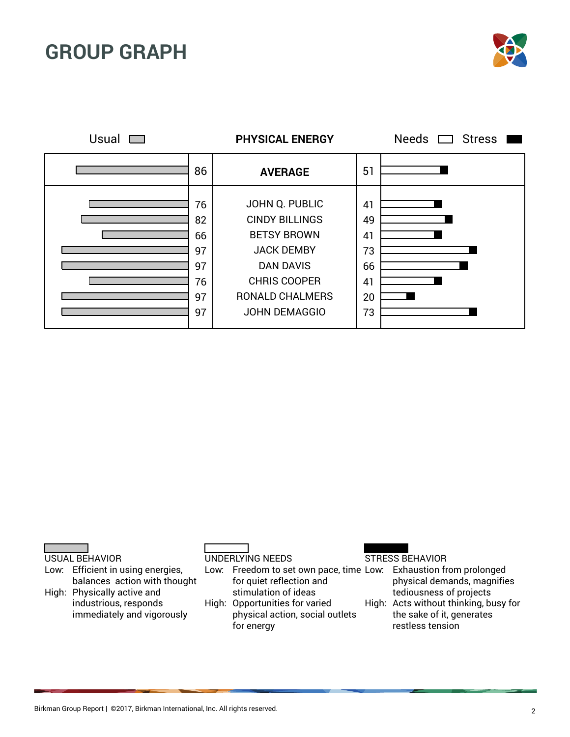# GROUP GRAPH

**PHYSICAL ENERGY**

| Usual | Name | Needs / Stress |
|---|---|---|
| 86 | **AVERAGE** | 51 |
| 76 | JOHN Q. PUBLIC | 41 |
| 82 | CINDY BILLINGS | 49 |
| 66 | BETSY BROWN | 41 |
| 97 | JACK DEMBY | 73 |
| 97 | DAN DAVIS | 66 |
| 76 | CHRIS COOPER | 41 |
| 97 | RONALD CHALMERS | 20 |
| 97 | JOHN DEMAGGIO | 73 |

USUAL BEHAVIOR

- Low: Efficient in using energies, balances action with thought
- High: Physically active and industrious, responds immediately and vigorously

UNDERLYING NEEDS

- Low: Freedom to set own pace, time for quiet reflection and stimulation of ideas
- High: Opportunities for varied physical action, social outlets for energy

STRESS BEHAVIOR

- Low: Exhaustion from prolonged physical demands, magnifies tediousness of projects
- High: Acts without thinking, busy for the sake of it, generates restless tension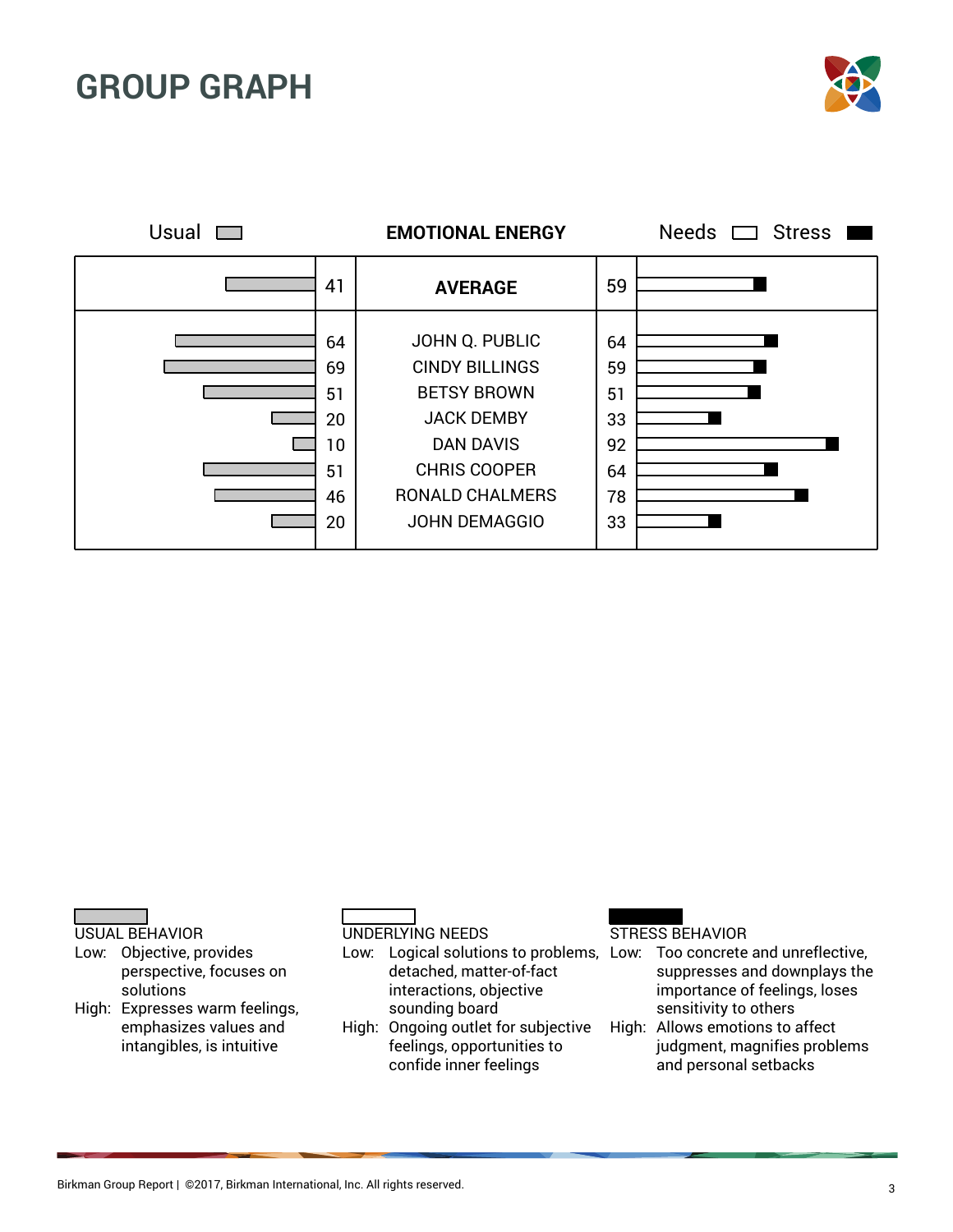# GROUP GRAPH

| Usual | EMOTIONAL ENERGY | Needs / Stress |
|---|---|---|
| 41 | **AVERAGE** | 59 |
| 64 | JOHN Q. PUBLIC | 64 |
| 69 | CINDY BILLINGS | 59 |
| 51 | BETSY BROWN | 51 |
| 20 | JACK DEMBY | 33 |
| 10 | DAN DAVIS | 92 |
| 51 | CHRIS COOPER | 64 |
| 46 | RONALD CHALMERS | 78 |
| 20 | JOHN DEMAGGIO | 33 |

USUAL BEHAVIOR
- Low: Objective, provides perspective, focuses on solutions
- High: Expresses warm feelings, emphasizes values and intangibles, is intuitive

UNDERLYING NEEDS
- Low: Logical solutions to problems, detached, matter-of-fact interactions, objective sounding board
- High: Ongoing outlet for subjective feelings, opportunities to confide inner feelings

STRESS BEHAVIOR
- Low: Too concrete and unreflective, suppresses and downplays the importance of feelings, loses sensitivity to others
- High: Allows emotions to affect judgment, magnifies problems and personal setbacks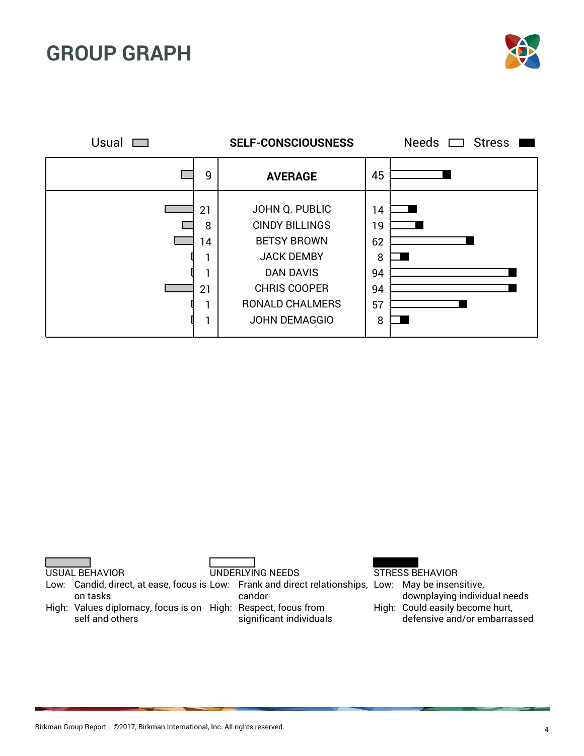# GROUP GRAPH

| Usual | | SELF-CONSCIOUSNESS | Needs | Stress |
|---|---|---|---|---|
| | 9 | **AVERAGE** | 45 | |
| | 21 | JOHN Q. PUBLIC | 14 | |
| | 8 | CINDY BILLINGS | 19 | |
| | 14 | BETSY BROWN | 62 | |
| | 1 | JACK DEMBY | 8 | |
| | 1 | DAN DAVIS | 94 | |
| | 21 | CHRIS COOPER | 94 | |
| | 1 | RONALD CHALMERS | 57 | |
| | 1 | JOHN DEMAGGIO | 8 | |

**USUAL BEHAVIOR**

Low: Candid, direct, at ease, focus is on tasks

High: Values diplomacy, focus is on self and others

**UNDERLYING NEEDS**

Low: Frank and direct relationships, candor

High: Respect, focus from significant individuals

**STRESS BEHAVIOR**

Low: May be insensitive, downplaying individual needs

High: Could easily become hurt, defensive and/or embarrassed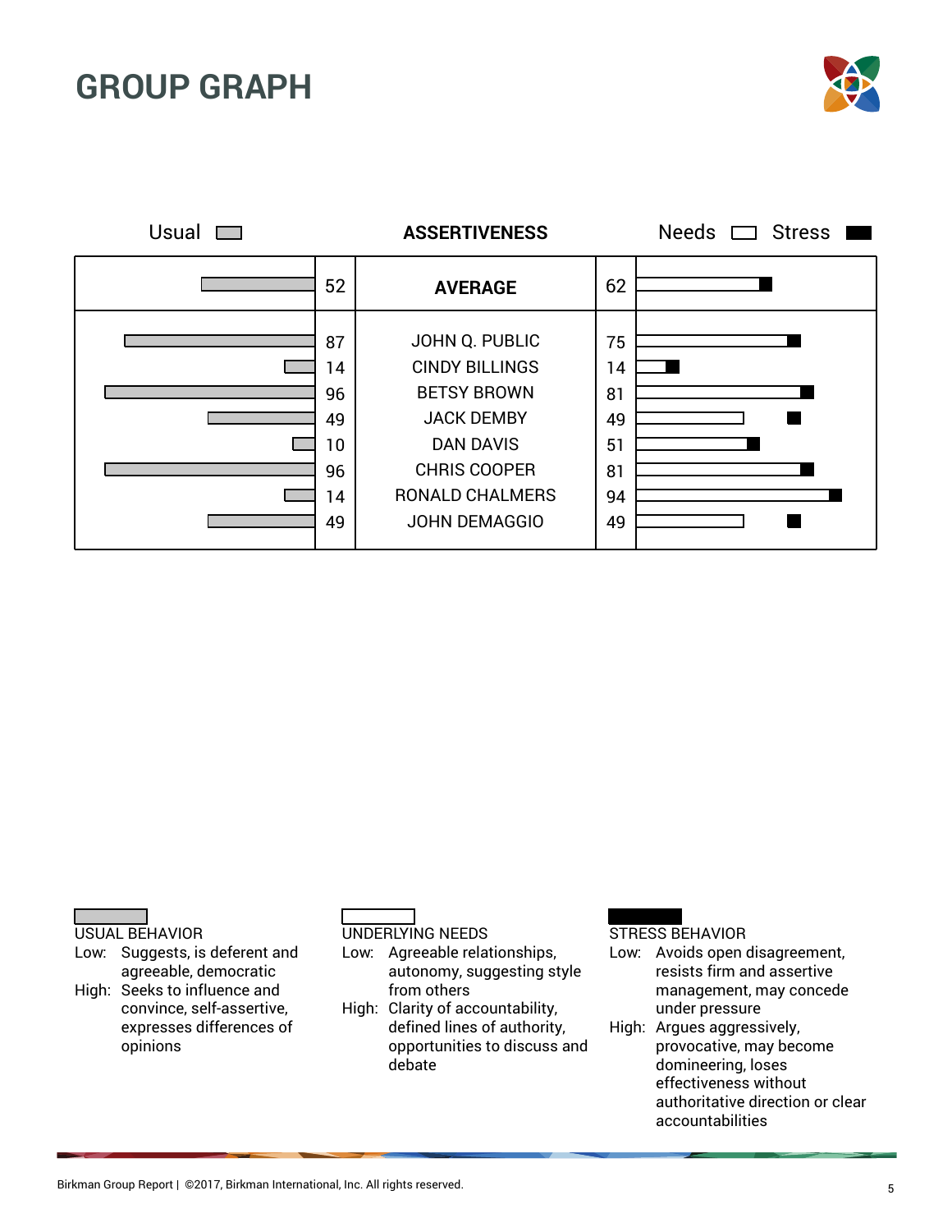# GROUP GRAPH

| Usual | | ASSERTIVENESS | | Needs / Stress |
|---|---|---|---|---|
| | 52 | **AVERAGE** | 62 | |
| | 87 | JOHN Q. PUBLIC | 75 | |
| | 14 | CINDY BILLINGS | 14 | |
| | 96 | BETSY BROWN | 81 | |
| | 49 | JACK DEMBY | 49 | |
| | 10 | DAN DAVIS | 51 | |
| | 96 | CHRIS COOPER | 81 | |
| | 14 | RONALD CHALMERS | 94 | |
| | 49 | JOHN DEMAGGIO | 49 | |

USUAL BEHAVIOR
- Low: Suggests, is deferent and agreeable, democratic
- High: Seeks to influence and convince, self-assertive, expresses differences of opinions

UNDERLYING NEEDS
- Low: Agreeable relationships, autonomy, suggesting style from others
- High: Clarity of accountability, defined lines of authority, opportunities to discuss and debate

STRESS BEHAVIOR
- Low: Avoids open disagreement, resists firm and assertive management, may concede under pressure
- High: Argues aggressively, provocative, may become domineering, loses effectiveness without authoritative direction or clear accountabilities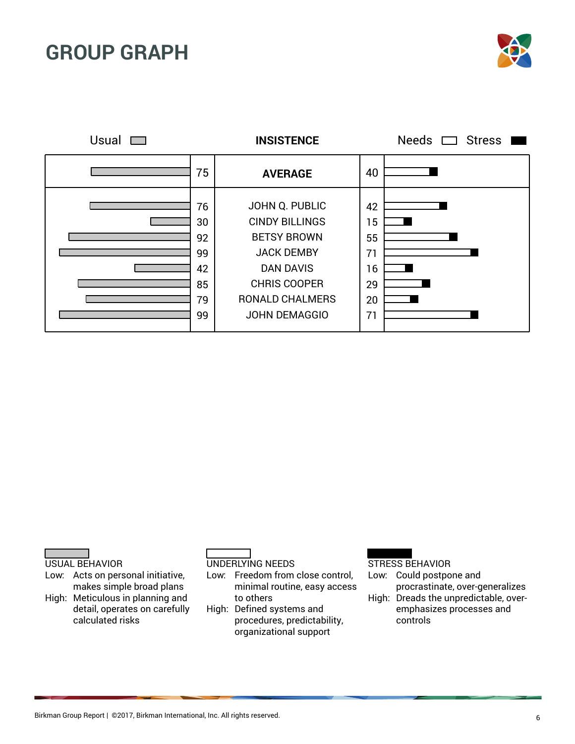# GROUP GRAPH

| Usual | | INSISTENCE | | Needs / Stress |
|---|---|---|---|---|
| | 75 | **AVERAGE** | 40 | |
| | 76 | JOHN Q. PUBLIC | 42 | |
| | 30 | CINDY BILLINGS | 15 | |
| | 92 | BETSY BROWN | 55 | |
| | 99 | JACK DEMBY | 71 | |
| | 42 | DAN DAVIS | 16 | |
| | 85 | CHRIS COOPER | 29 | |
| | 79 | RONALD CHALMERS | 20 | |
| | 99 | JOHN DEMAGGIO | 71 | |

**USUAL BEHAVIOR**
- Low: Acts on personal initiative, makes simple broad plans
- High: Meticulous in planning and detail, operates on carefully calculated risks

**UNDERLYING NEEDS**
- Low: Freedom from close control, minimal routine, easy access to others
- High: Defined systems and procedures, predictability, organizational support

**STRESS BEHAVIOR**
- Low: Could postpone and procrastinate, over-generalizes
- High: Dreads the unpredictable, over-emphasizes processes and controls

Birkman Group Report | ©2017, Birkman International, Inc. All rights reserved.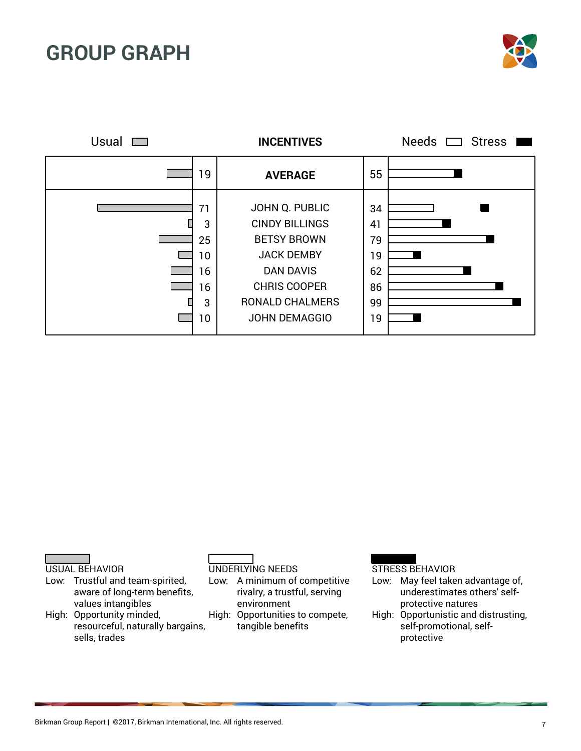# GROUP GRAPH

| Usual | INCENTIVES | Needs / Stress |
|---|---|---|
| 19 | **AVERAGE** | 55 |
| 71 | JOHN Q. PUBLIC | 34 |
| 3 | CINDY BILLINGS | 41 |
| 25 | BETSY BROWN | 79 |
| 10 | JACK DEMBY | 19 |
| 16 | DAN DAVIS | 62 |
| 16 | CHRIS COOPER | 86 |
| 3 | RONALD CHALMERS | 99 |
| 10 | JOHN DEMAGGIO | 19 |

**USUAL BEHAVIOR**
- Low: Trustful and team-spirited, aware of long-term benefits, values intangibles
- High: Opportunity minded, resourceful, naturally bargains, sells, trades

**UNDERLYING NEEDS**
- Low: A minimum of competitive rivalry, a trustful, serving environment
- High: Opportunities to compete, tangible benefits

**STRESS BEHAVIOR**
- Low: May feel taken advantage of, underestimates others' self-protective natures
- High: Opportunistic and distrusting, self-promotional, self-protective

Birkman Group Report | ©2017, Birkman International, Inc. All rights reserved.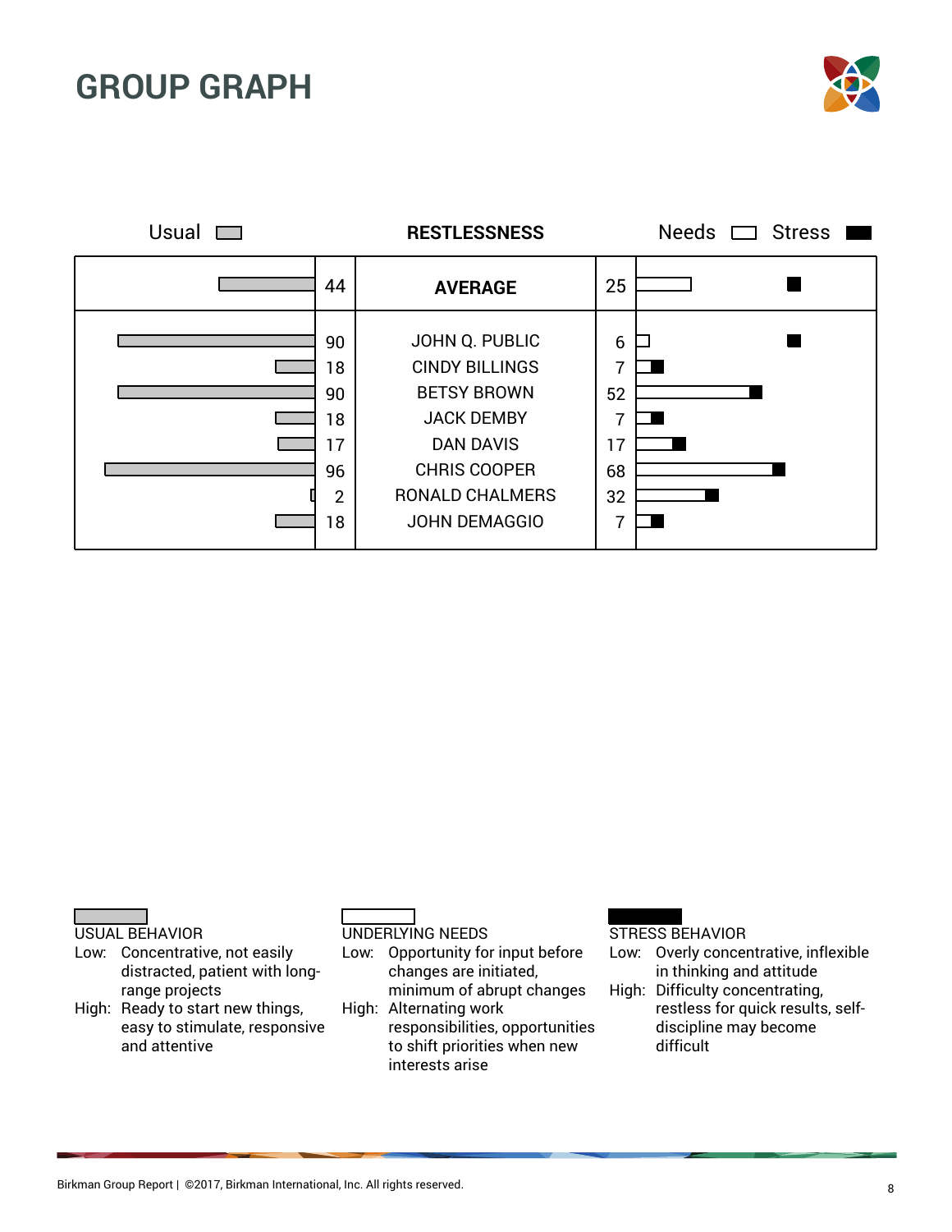# GROUP GRAPH

| Usual | | RESTLESSNESS | | Needs / Stress |
|---|---|---|---|---|
| | 44 | **AVERAGE** | 25 | |
| | 90 | JOHN Q. PUBLIC | 6 | |
| | 18 | CINDY BILLINGS | 7 | |
| | 90 | BETSY BROWN | 52 | |
| | 18 | JACK DEMBY | 7 | |
| | 17 | DAN DAVIS | 17 | |
| | 96 | CHRIS COOPER | 68 | |
| | 2 | RONALD CHALMERS | 32 | |
| | 18 | JOHN DEMAGGIO | 7 | |

USUAL BEHAVIOR
- Low: Concentrative, not easily distracted, patient with long-range projects
- High: Ready to start new things, easy to stimulate, responsive and attentive

UNDERLYING NEEDS
- Low: Opportunity for input before changes are initiated, minimum of abrupt changes
- High: Alternating work responsibilities, opportunities to shift priorities when new interests arise

STRESS BEHAVIOR
- Low: Overly concentrative, inflexible in thinking and attitude
- High: Difficulty concentrating, restless for quick results, self-discipline may become difficult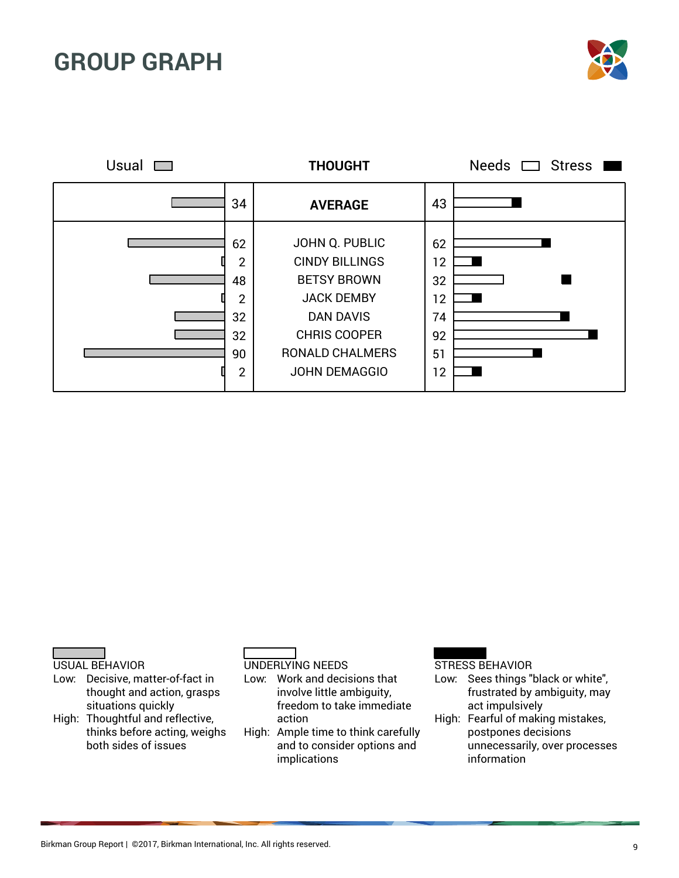# GROUP GRAPH

| Usual | | THOUGHT | | Needs / Stress |
|---|---|---|---|---|
| | 34 | **AVERAGE** | 43 | |
| | 62 | JOHN Q. PUBLIC | 62 | |
| | 2 | CINDY BILLINGS | 12 | |
| | 48 | BETSY BROWN | 32 | |
| | 2 | JACK DEMBY | 12 | |
| | 32 | DAN DAVIS | 74 | |
| | 32 | CHRIS COOPER | 92 | |
| | 90 | RONALD CHALMERS | 51 | |
| | 2 | JOHN DEMAGGIO | 12 | |

**USUAL BEHAVIOR**

- Low: Decisive, matter-of-fact in thought and action, grasps situations quickly
- High: Thoughtful and reflective, thinks before acting, weighs both sides of issues

**UNDERLYING NEEDS**

- Low: Work and decisions that involve little ambiguity, freedom to take immediate action
- High: Ample time to think carefully and to consider options and implications

**STRESS BEHAVIOR**

- Low: Sees things "black or white", frustrated by ambiguity, may act impulsively
- High: Fearful of making mistakes, postpones decisions unnecessarily, over processes information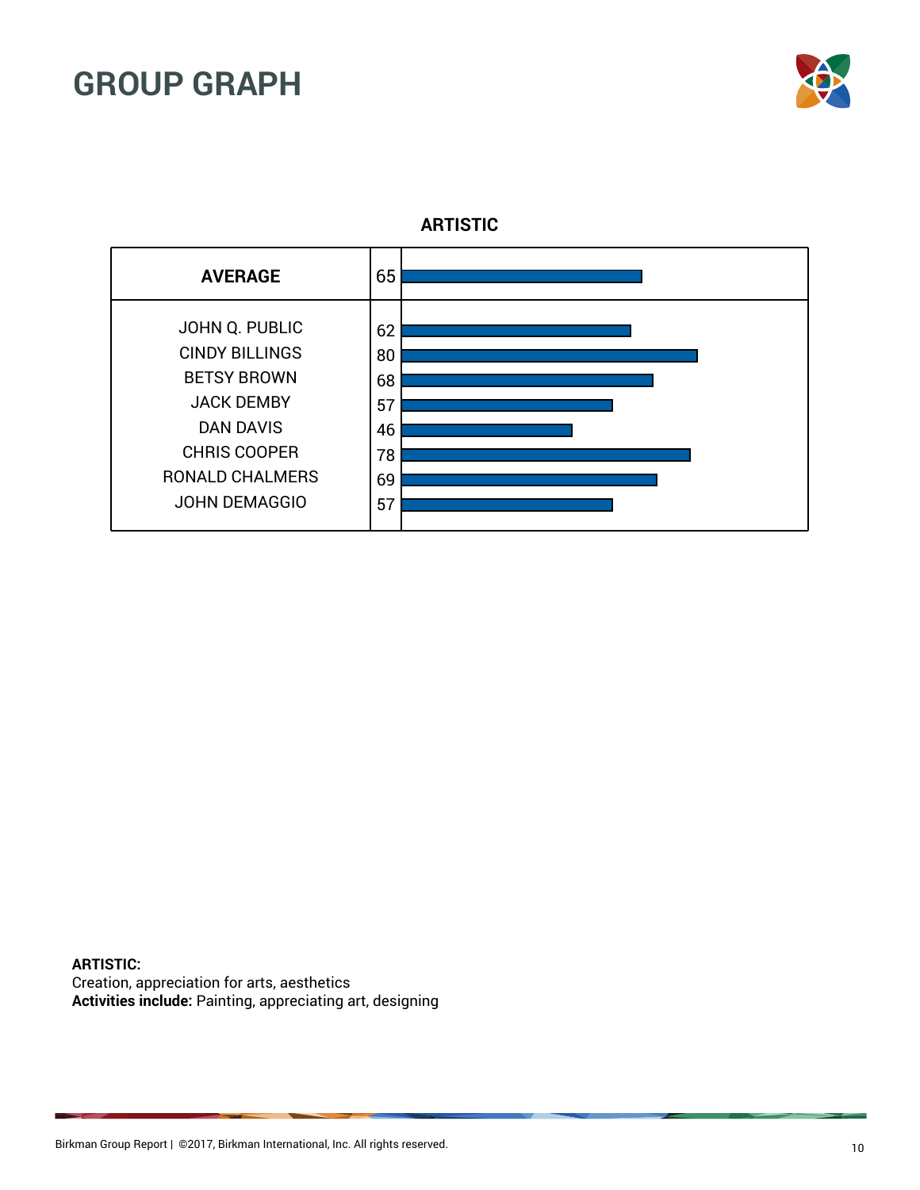# GROUP GRAPH

**ARTISTIC**

| Name | Score |
|---|---|
| **AVERAGE** | 65 |
| JOHN Q. PUBLIC | 62 |
| CINDY BILLINGS | 80 |
| BETSY BROWN | 68 |
| JACK DEMBY | 57 |
| DAN DAVIS | 46 |
| CHRIS COOPER | 78 |
| RONALD CHALMERS | 69 |
| JOHN DEMAGGIO | 57 |

**ARTISTIC:**
Creation, appreciation for arts, aesthetics
**Activities include:** Painting, appreciating art, designing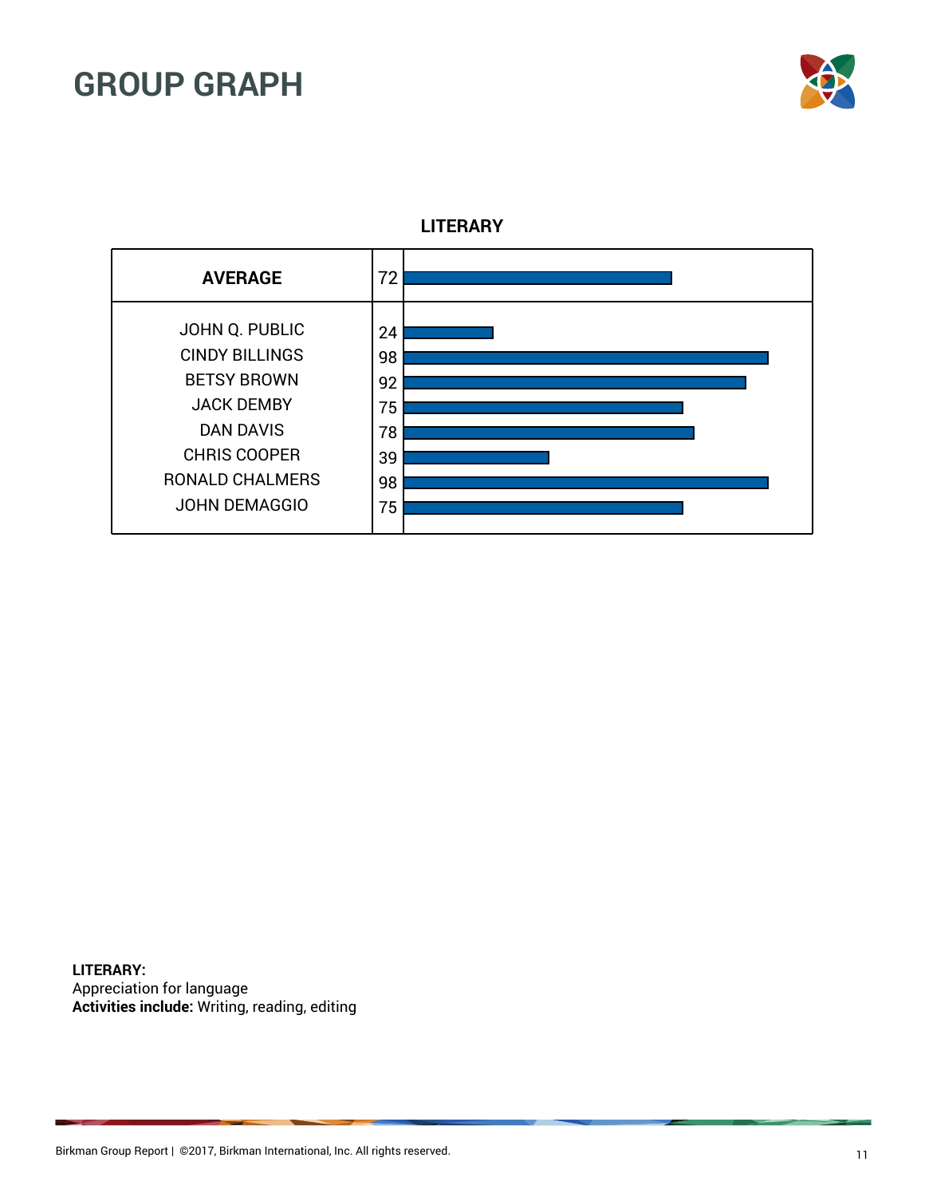# GROUP GRAPH

**LITERARY**

| AVERAGE | 72 |
|---|---|
| JOHN Q. PUBLIC | 24 |
| CINDY BILLINGS | 98 |
| BETSY BROWN | 92 |
| JACK DEMBY | 75 |
| DAN DAVIS | 78 |
| CHRIS COOPER | 39 |
| RONALD CHALMERS | 98 |
| JOHN DEMAGGIO | 75 |

**LITERARY:**
Appreciation for language
**Activities include:** Writing, reading, editing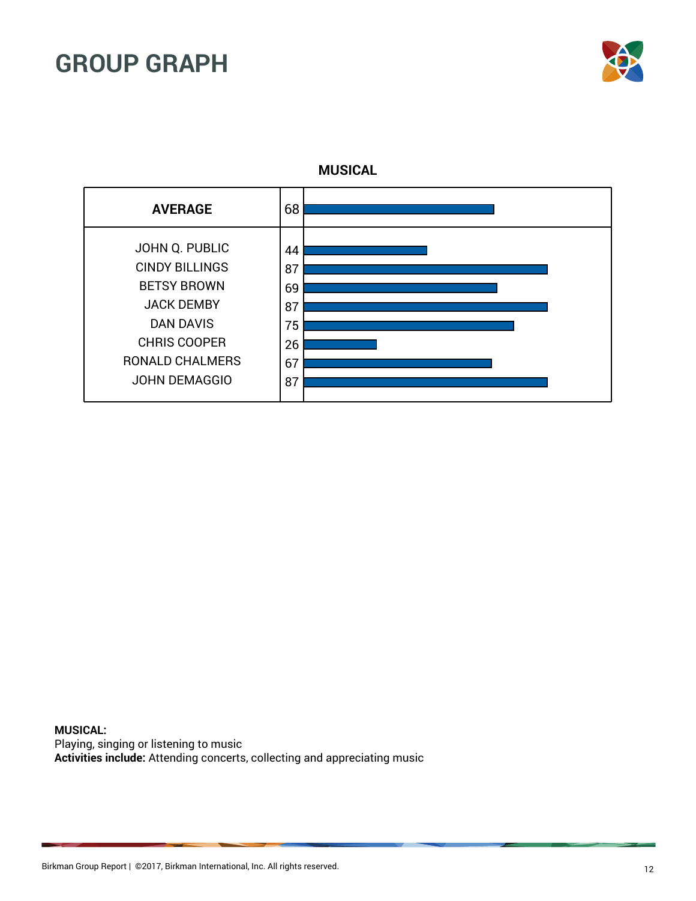# GROUP GRAPH

**MUSICAL**

| Name | Score |
|---|---|
| **AVERAGE** | 68 |
| JOHN Q. PUBLIC | 44 |
| CINDY BILLINGS | 87 |
| BETSY BROWN | 69 |
| JACK DEMBY | 87 |
| DAN DAVIS | 75 |
| CHRIS COOPER | 26 |
| RONALD CHALMERS | 67 |
| JOHN DEMAGGIO | 87 |

**MUSICAL:**
Playing, singing or listening to music
**Activities include:** Attending concerts, collecting and appreciating music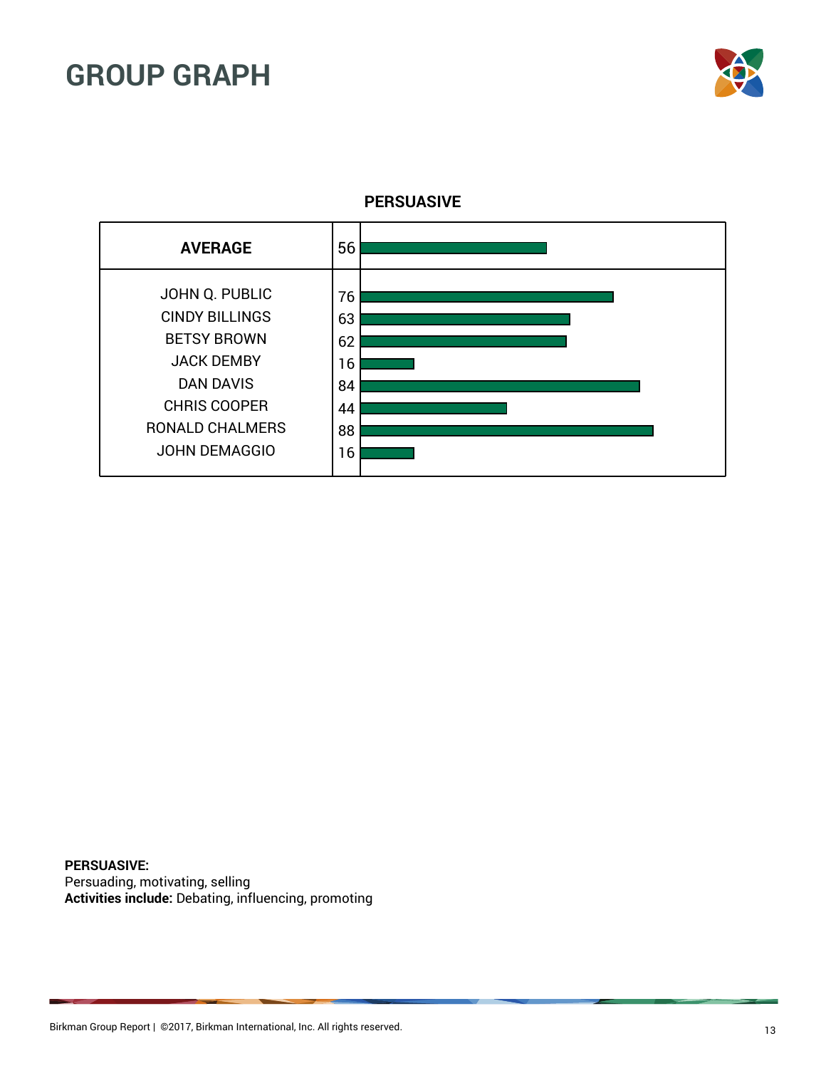# GROUP GRAPH

**PERSUASIVE**

| Name | Score |
|---|---|
| **AVERAGE** | 56 |
| JOHN Q. PUBLIC | 76 |
| CINDY BILLINGS | 63 |
| BETSY BROWN | 62 |
| JACK DEMBY | 16 |
| DAN DAVIS | 84 |
| CHRIS COOPER | 44 |
| RONALD CHALMERS | 88 |
| JOHN DEMAGGIO | 16 |

**PERSUASIVE:**
Persuading, motivating, selling
**Activities include:** Debating, influencing, promoting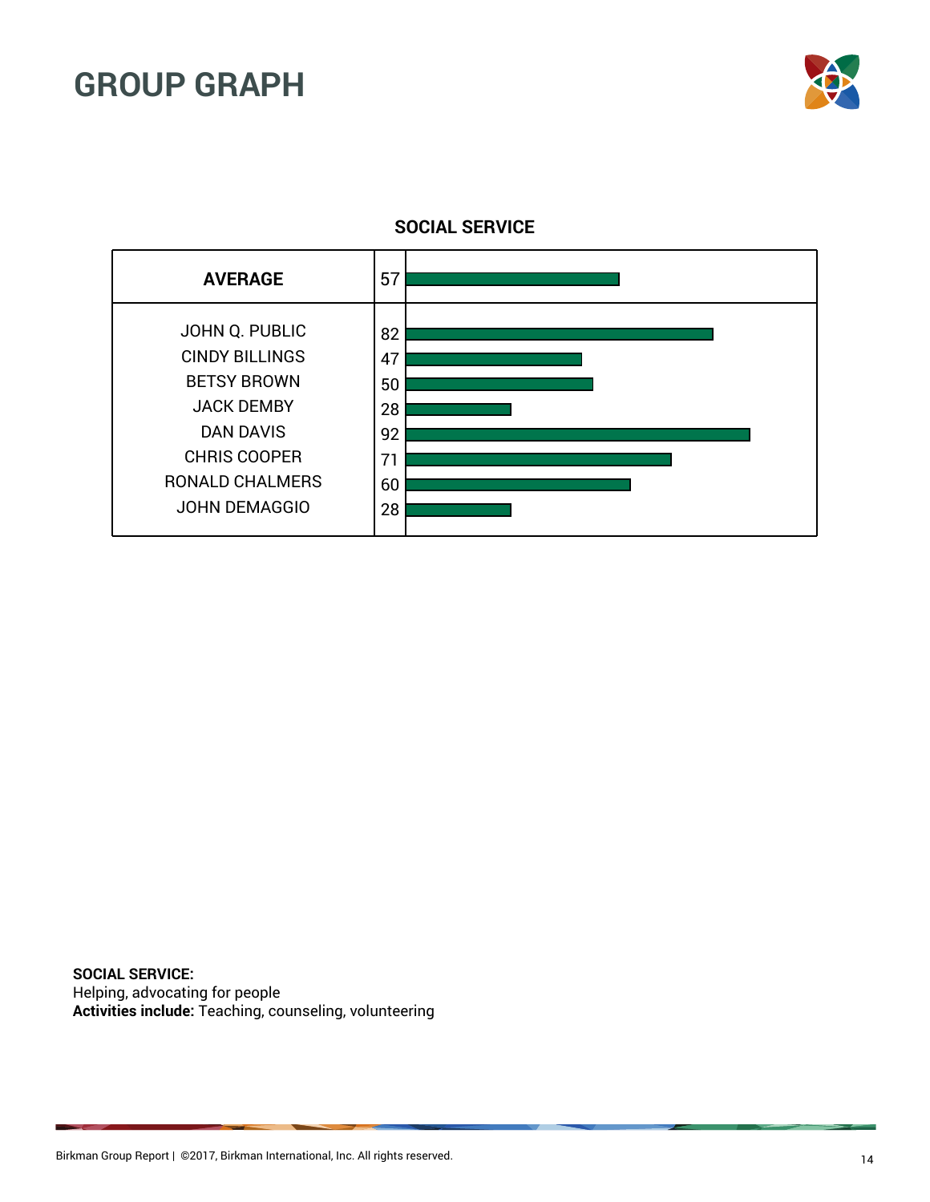# GROUP GRAPH

**SOCIAL SERVICE**

| | Score |
|---|---|
| **AVERAGE** | 57 |
| JOHN Q. PUBLIC | 82 |
| CINDY BILLINGS | 47 |
| BETSY BROWN | 50 |
| JACK DEMBY | 28 |
| DAN DAVIS | 92 |
| CHRIS COOPER | 71 |
| RONALD CHALMERS | 60 |
| JOHN DEMAGGIO | 28 |

**SOCIAL SERVICE:**
Helping, advocating for people
**Activities include:** Teaching, counseling, volunteering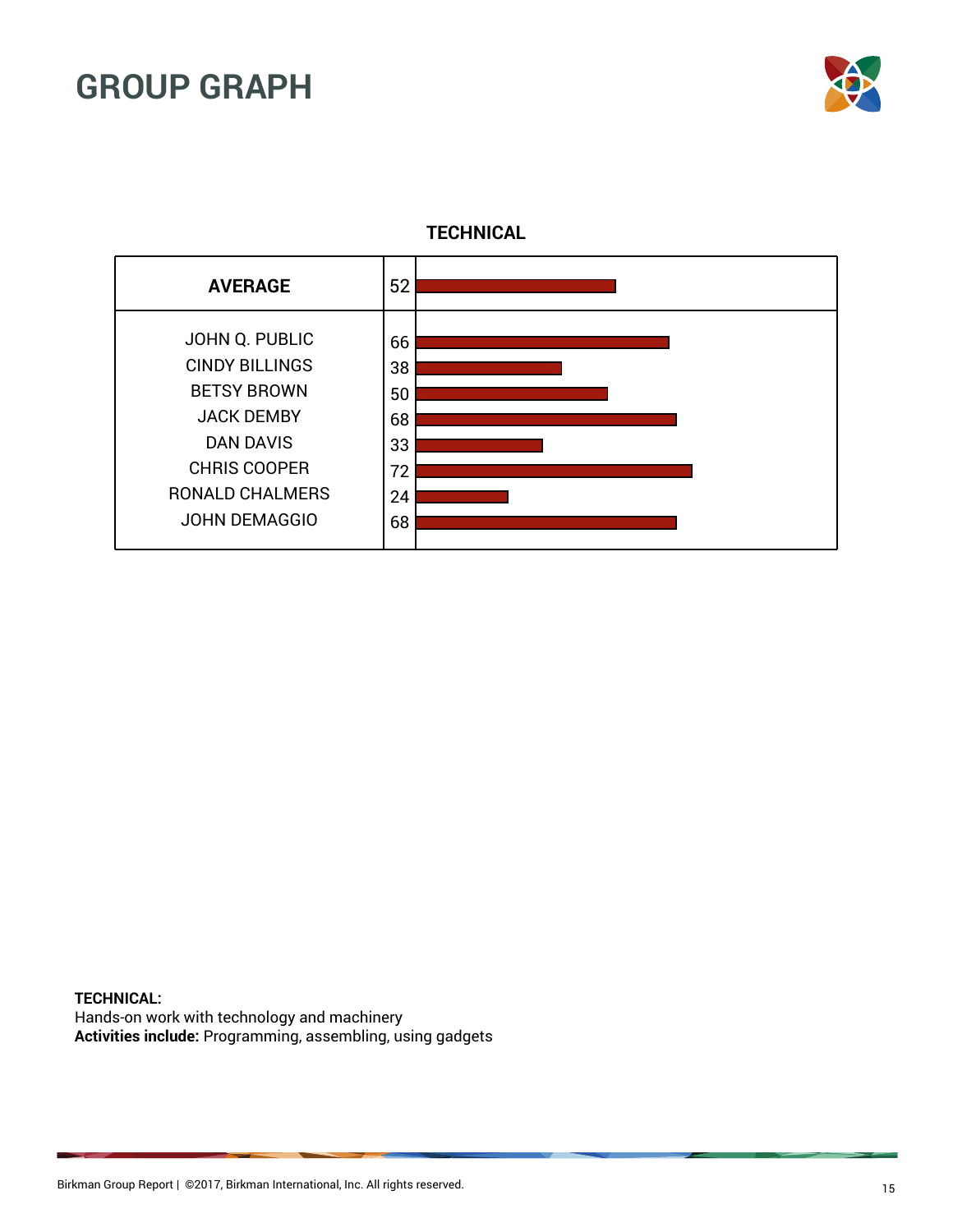# GROUP GRAPH

### TECHNICAL

| | Score |
|---|---|
| **AVERAGE** | 52 |
| JOHN Q. PUBLIC | 66 |
| CINDY BILLINGS | 38 |
| BETSY BROWN | 50 |
| JACK DEMBY | 68 |
| DAN DAVIS | 33 |
| CHRIS COOPER | 72 |
| RONALD CHALMERS | 24 |
| JOHN DEMAGGIO | 68 |

**TECHNICAL:**
Hands-on work with technology and machinery
**Activities include:** Programming, assembling, using gadgets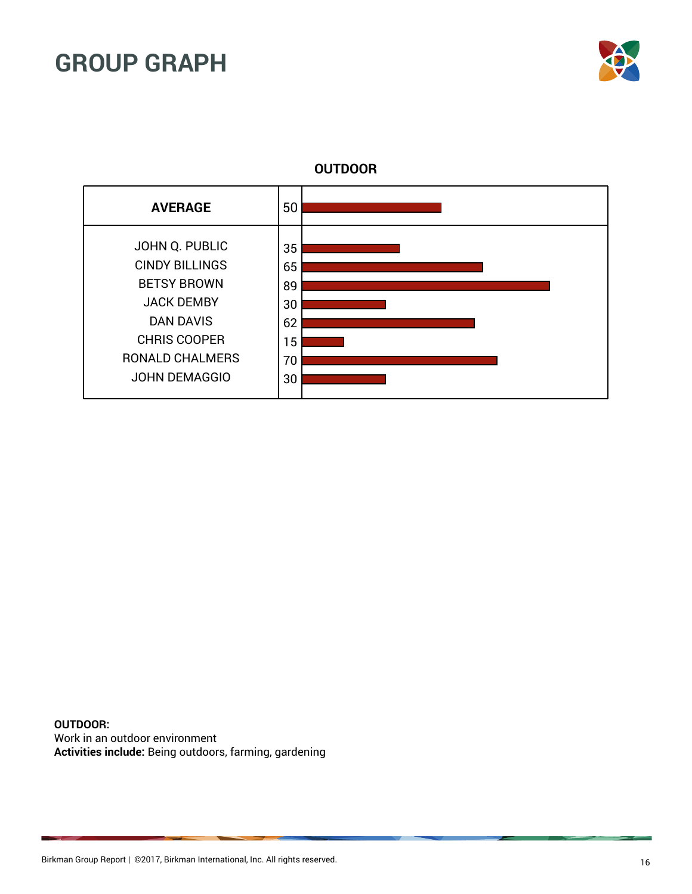# GROUP GRAPH

**OUTDOOR**

| Name | Score |
|---|---|
| **AVERAGE** | 50 |
| JOHN Q. PUBLIC | 35 |
| CINDY BILLINGS | 65 |
| BETSY BROWN | 89 |
| JACK DEMBY | 30 |
| DAN DAVIS | 62 |
| CHRIS COOPER | 15 |
| RONALD CHALMERS | 70 |
| JOHN DEMAGGIO | 30 |

**OUTDOOR:**
Work in an outdoor environment
**Activities include:** Being outdoors, farming, gardening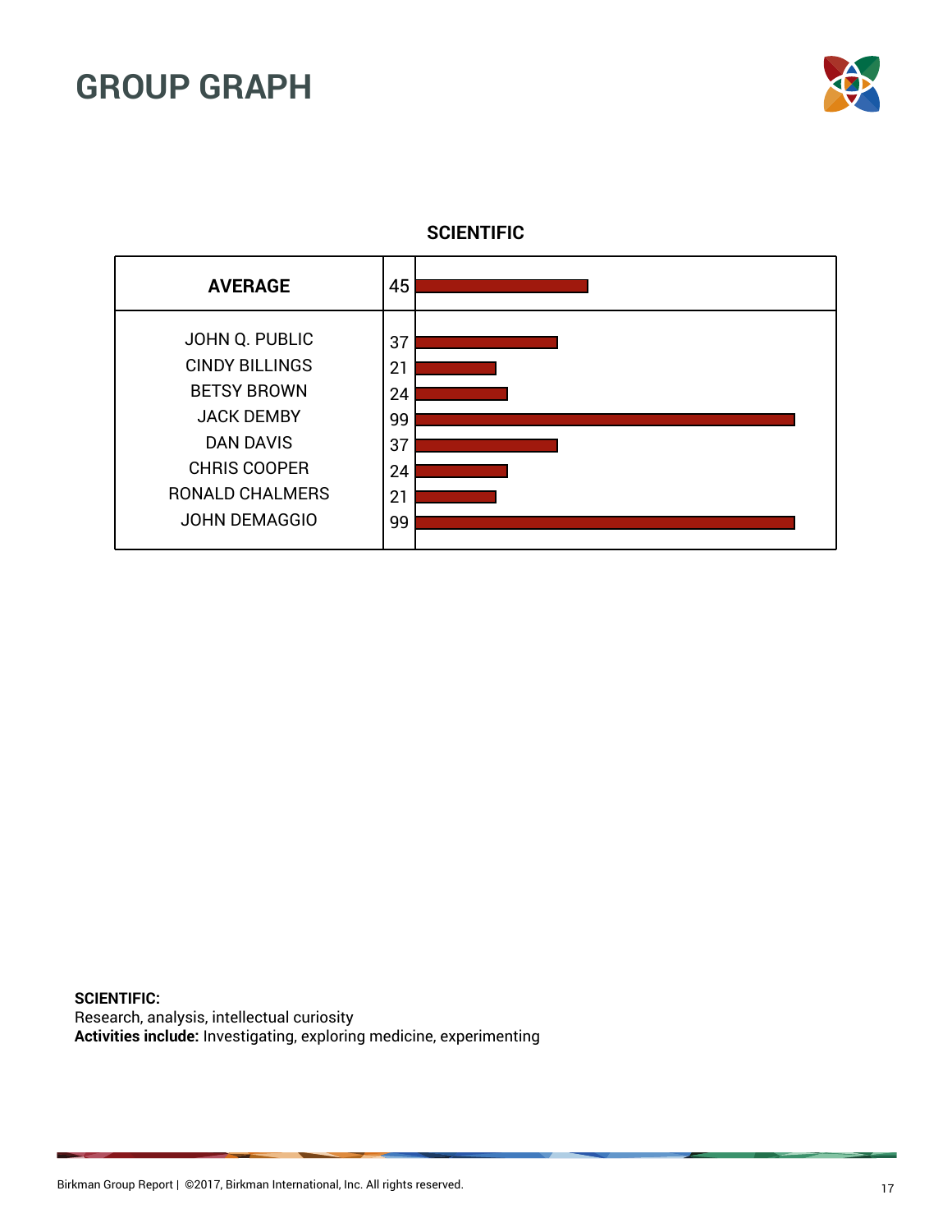## GROUP GRAPH

**SCIENTIFIC**

| Name | Score |
|---|---|
| **AVERAGE** | 45 |
| JOHN Q. PUBLIC | 37 |
| CINDY BILLINGS | 21 |
| BETSY BROWN | 24 |
| JACK DEMBY | 99 |
| DAN DAVIS | 37 |
| CHRIS COOPER | 24 |
| RONALD CHALMERS | 21 |
| JOHN DEMAGGIO | 99 |

**SCIENTIFIC:**
Research, analysis, intellectual curiosity
**Activities include:** Investigating, exploring medicine, experimenting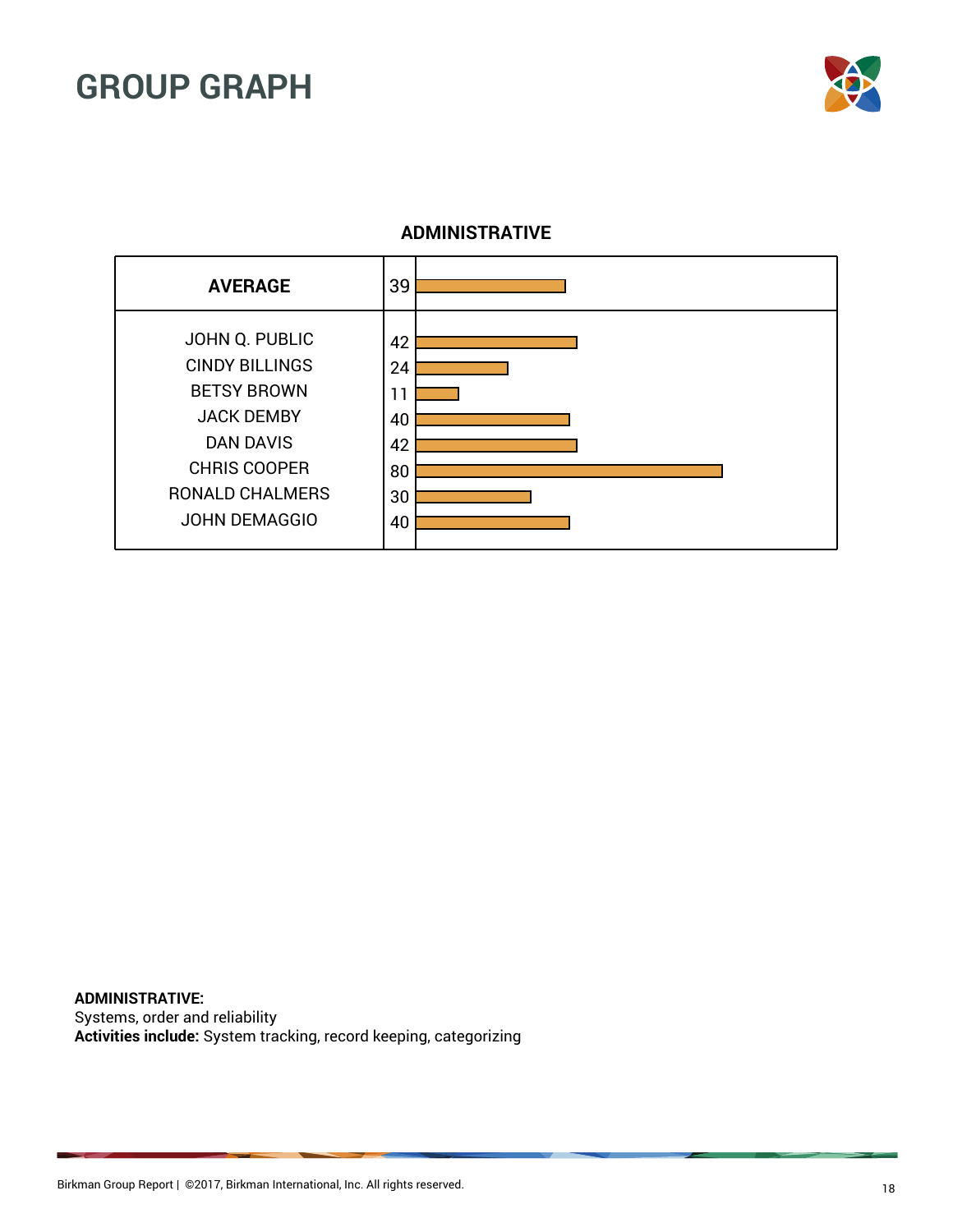# GROUP GRAPH

**ADMINISTRATIVE**

| | | |
|---|---|---|
| **AVERAGE** | 39 | |
| JOHN Q. PUBLIC | 42 | |
| CINDY BILLINGS | 24 | |
| BETSY BROWN | 11 | |
| JACK DEMBY | 40 | |
| DAN DAVIS | 42 | |
| CHRIS COOPER | 80 | |
| RONALD CHALMERS | 30 | |
| JOHN DEMAGGIO | 40 | |

**ADMINISTRATIVE:**
Systems, order and reliability
**Activities include:** System tracking, record keeping, categorizing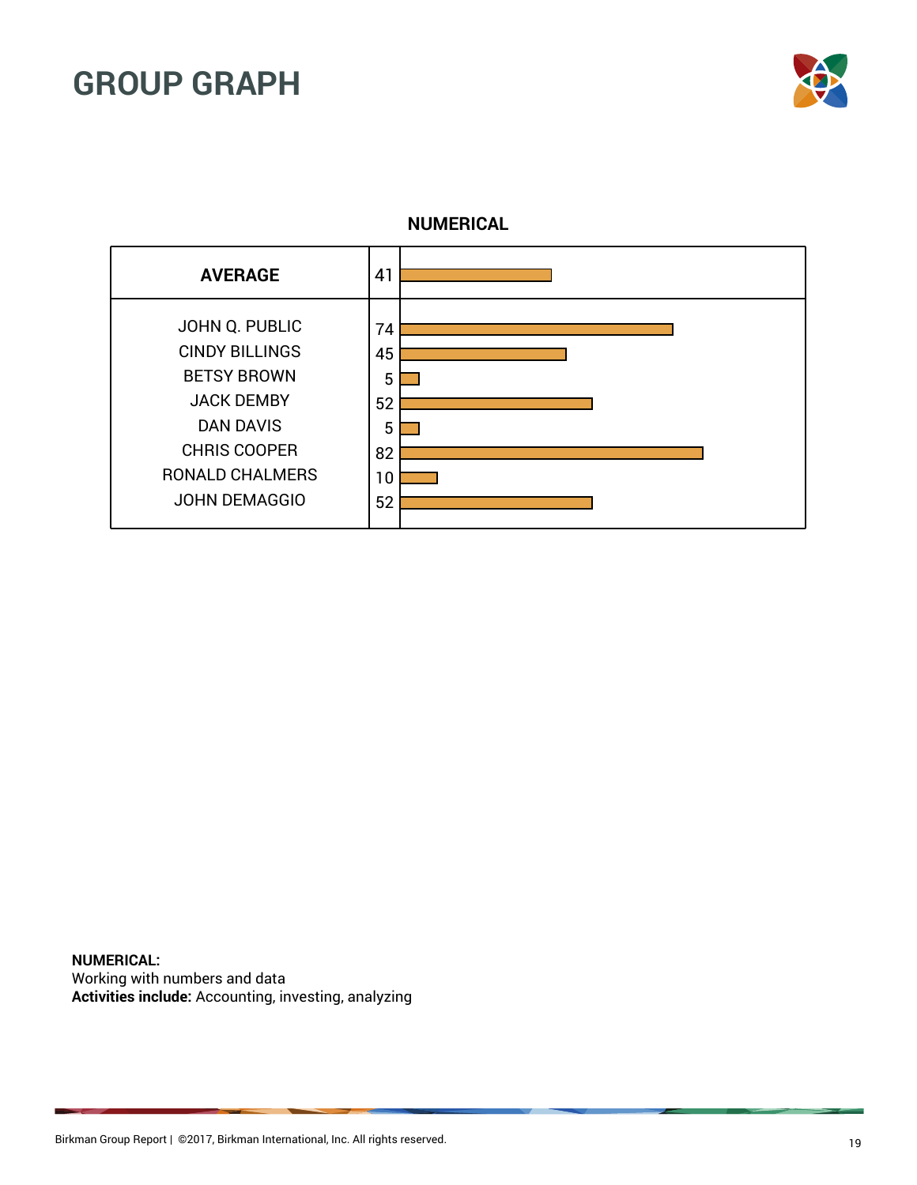# GROUP GRAPH

NUMERICAL

AVERAGE 41

JOHN Q. PUBLIC 74
CINDY BILLINGS 45
BETSY BROWN 5
JACK DEMBY 52
DAN DAVIS 5
CHRIS COOPER 82
RONALD CHALMERS 10
JOHN DEMAGGIO 52

**NUMERICAL:**
Working with numbers and data
**Activities include:** Accounting, investing, analyzing